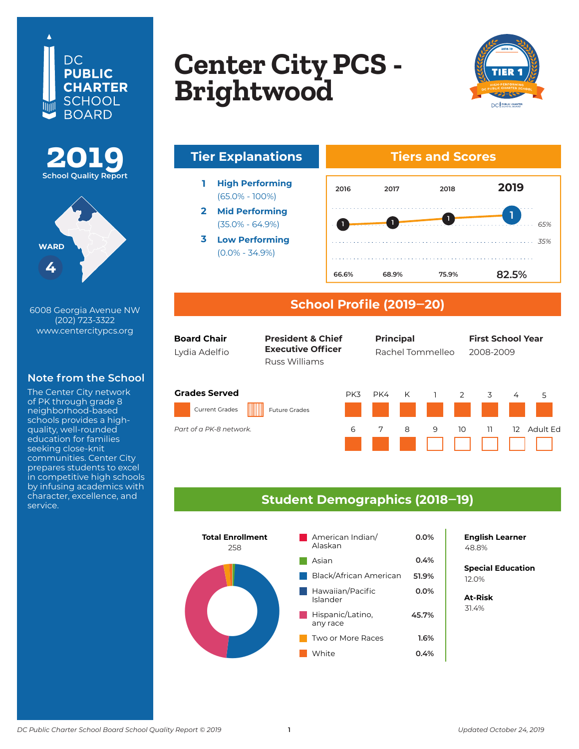DC PUBLIC CHARTER SCHOOL BOARD

# 2019 School Quality Report

WARD 4

6008 Georgia Avenue NW
(202) 723-3322
www.centercitypcs.org

## Note from the School

The Center City network of PK through grade 8 neighborhood-based schools provides a high-quality, well-rounded education for families seeking close-knit communities. Center City prepares students to excel in competitive high schools by infusing academics with character, excellence, and service.

# Center City PCS - Brightwood

2018-19 TIER 1 HIGH-PERFORMING DC PUBLIC CHARTER SCHOOL

## Tier Explanations

1. **High Performing** (65.0% - 100%)
2. **Mid Performing** (35.0% - 64.9%)
3. **Low Performing** (0.0% - 34.9%)

## Tiers and Scores

| | 2016 | 2017 | 2018 | 2019 |
|---|---|---|---|---|
| Tier | 1 | 1 | 1 | 1 |
| Score | 66.6% | 68.9% | 75.9% | 82.5% |

## School Profile (2019–20)

| Board Chair | President & Chief Executive Officer | Principal | First School Year |
|---|---|---|---|
| Lydia Adelfio | Russ Williams | Rachel Tommelleo | 2008-2009 |

### Grades Served

Current Grades / Future Grades

*Part of a PK-8 network.*

| PK3 | PK4 | K | 1 | 2 | 3 | 4 | 5 | 6 | 7 | 8 | 9 | 10 | 11 | 12 | Adult Ed |
|---|---|---|---|---|---|---|---|---|---|---|---|---|---|---|---|
| Current | Current | Current | Current | Current | Current | Current | Current | Current | Current | Current | | | | | |

## Student Demographics (2018–19)

**Total Enrollment**
258

| Race/Ethnicity | Percent |
|---|---|
| American Indian/Alaskan | 0.0% |
| Asian | 0.4% |
| Black/African American | 51.9% |
| Hawaiian/Pacific Islander | 0.0% |
| Hispanic/Latino, any race | 45.7% |
| Two or More Races | 1.6% |
| White | 0.4% |

**English Learner**
48.8%

**Special Education**
12.0%

**At-Risk**
31.4%

*DC Public Charter School Board School Quality Report © 2019* — *Updated October 24, 2019*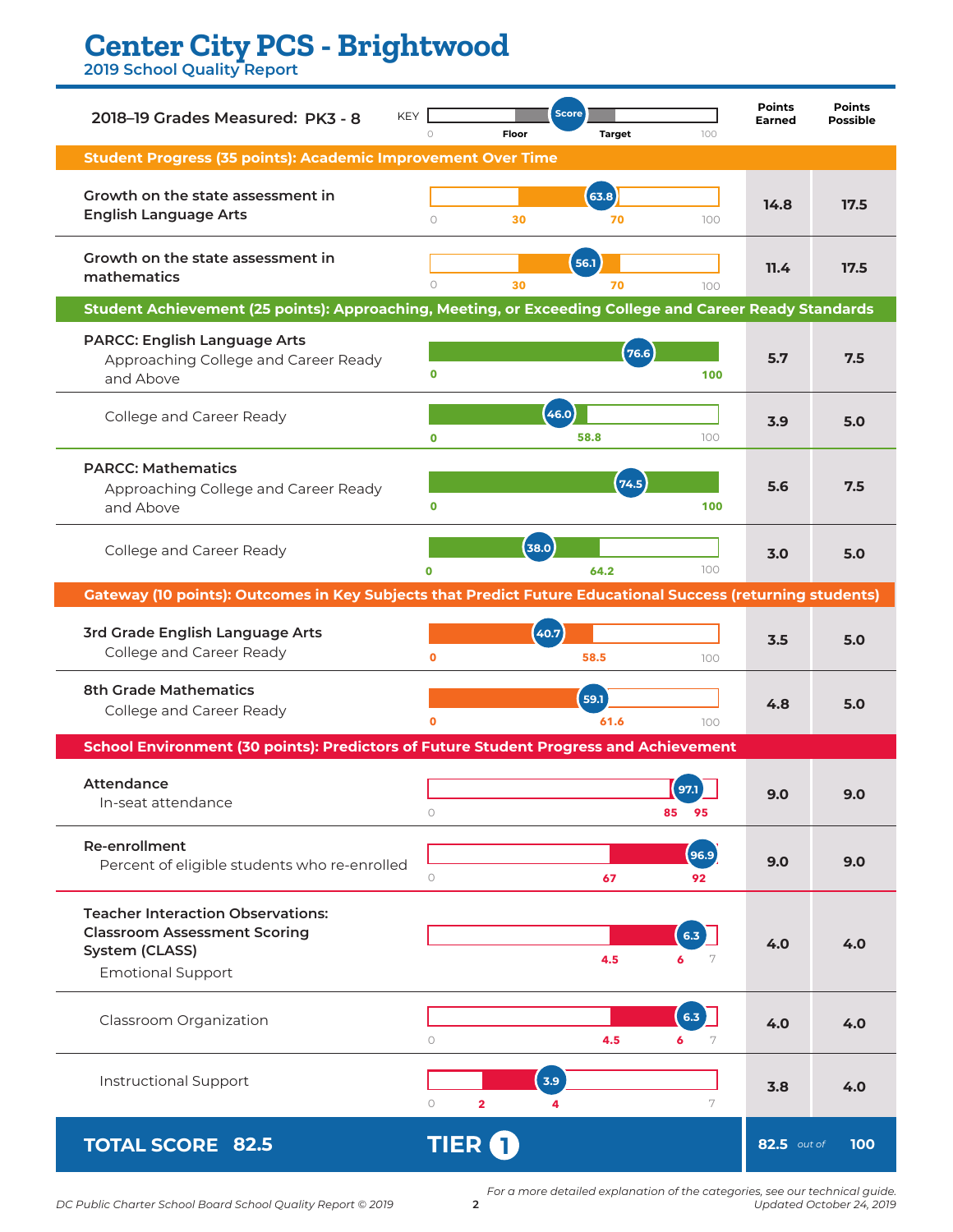# Center City PCS - Brightwood

## 2019 School Quality Report

**2018–19 Grades Measured: PK3 - 8**

KEY: 0 — Floor — Score — Target — 100

| Measure | Score | Floor | Target | Max | Points Earned | Points Possible |
|---|---|---|---|---|---|---|
| **Student Progress (35 points): Academic Improvement Over Time** | | | | | | |
| Growth on the state assessment in English Language Arts | 63.8 | 30 | 70 | 100 | 14.8 | 17.5 |
| Growth on the state assessment in mathematics | 56.1 | 30 | 70 | 100 | 11.4 | 17.5 |
| **Student Achievement (25 points): Approaching, Meeting, or Exceeding College and Career Ready Standards** | | | | | | |
| PARCC: English Language Arts — Approaching College and Career Ready and Above | 76.6 | 0 | 100 | | 5.7 | 7.5 |
| PARCC: English Language Arts — College and Career Ready | 46.0 | 0 | 58.8 | 100 | 3.9 | 5.0 |
| PARCC: Mathematics — Approaching College and Career Ready and Above | 74.5 | 0 | 100 | | 5.6 | 7.5 |
| PARCC: Mathematics — College and Career Ready | 38.0 | 0 | 64.2 | 100 | 3.0 | 5.0 |
| **Gateway (10 points): Outcomes in Key Subjects that Predict Future Educational Success (returning students)** | | | | | | |
| 3rd Grade English Language Arts — College and Career Ready | 40.7 | 0 | 58.5 | 100 | 3.5 | 5.0 |
| 8th Grade Mathematics — College and Career Ready | 59.1 | 0 | 61.6 | 100 | 4.8 | 5.0 |
| **School Environment (30 points): Predictors of Future Student Progress and Achievement** | | | | | | |
| Attendance — In-seat attendance | 97.1 | 85 | 95 | | 9.0 | 9.0 |
| Re-enrollment — Percent of eligible students who re-enrolled | 96.9 | 67 | 92 | | 9.0 | 9.0 |
| Teacher Interaction Observations: Classroom Assessment Scoring System (CLASS) — Emotional Support | 6.3 | 4.5 | 6 | 7 | 4.0 | 4.0 |
| Classroom Organization | 6.3 | 4.5 | 6 | 7 | 4.0 | 4.0 |
| Instructional Support | 3.9 | 2 | 4 | 7 | 3.8 | 4.0 |
| **TOTAL SCORE 82.5** | **TIER 1** | | | | **82.5** *out of* | **100** |

*For a more detailed explanation of the categories, see our technical guide.*
*Updated October 24, 2019*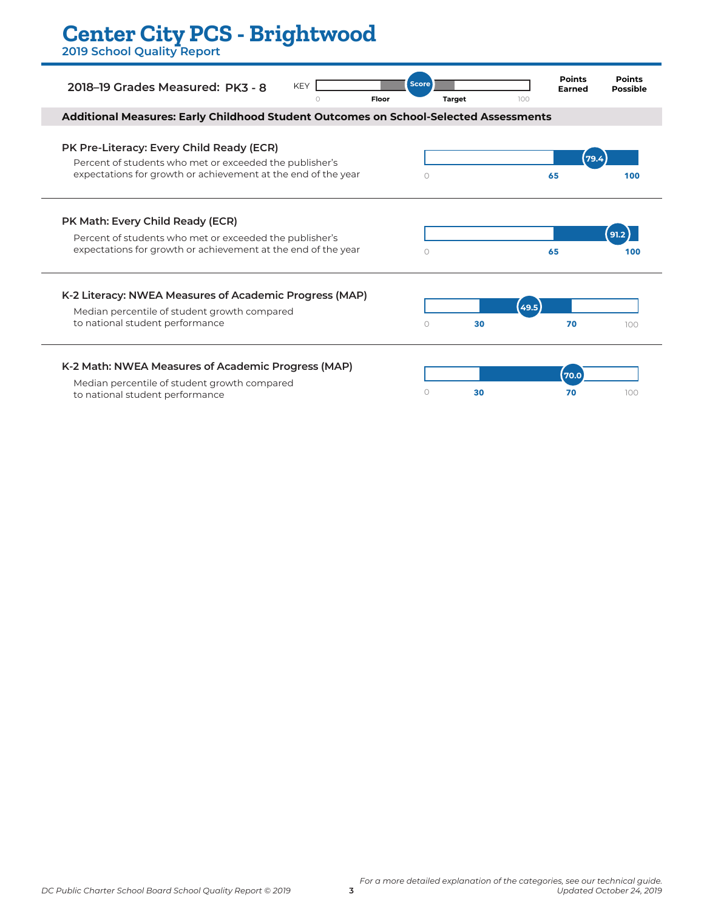# Center City PCS - Brightwood

**2019 School Quality Report**

**2018–19 Grades Measured: PK3 - 8**

KEY
0 Floor Score Target 100

**Points Earned** **Points Possible**

## Additional Measures: Early Childhood Student Outcomes on School-Selected Assessments

### PK Pre-Literacy: Every Child Ready (ECR)

Percent of students who met or exceeded the publisher's expectations for growth or achievement at the end of the year

79.4
0 65 100

### PK Math: Every Child Ready (ECR)

Percent of students who met or exceeded the publisher's expectations for growth or achievement at the end of the year

91.2
0 65 100

### K-2 Literacy: NWEA Measures of Academic Progress (MAP)

Median percentile of student growth compared to national student performance

49.5
0 30 70 100

### K-2 Math: NWEA Measures of Academic Progress (MAP)

Median percentile of student growth compared to national student performance

70.0
0 30 70 100

DC Public Charter School Board School Quality Report © 2019

*For a more detailed explanation of the categories, see our technical guide.*
*Updated October 24, 2019*